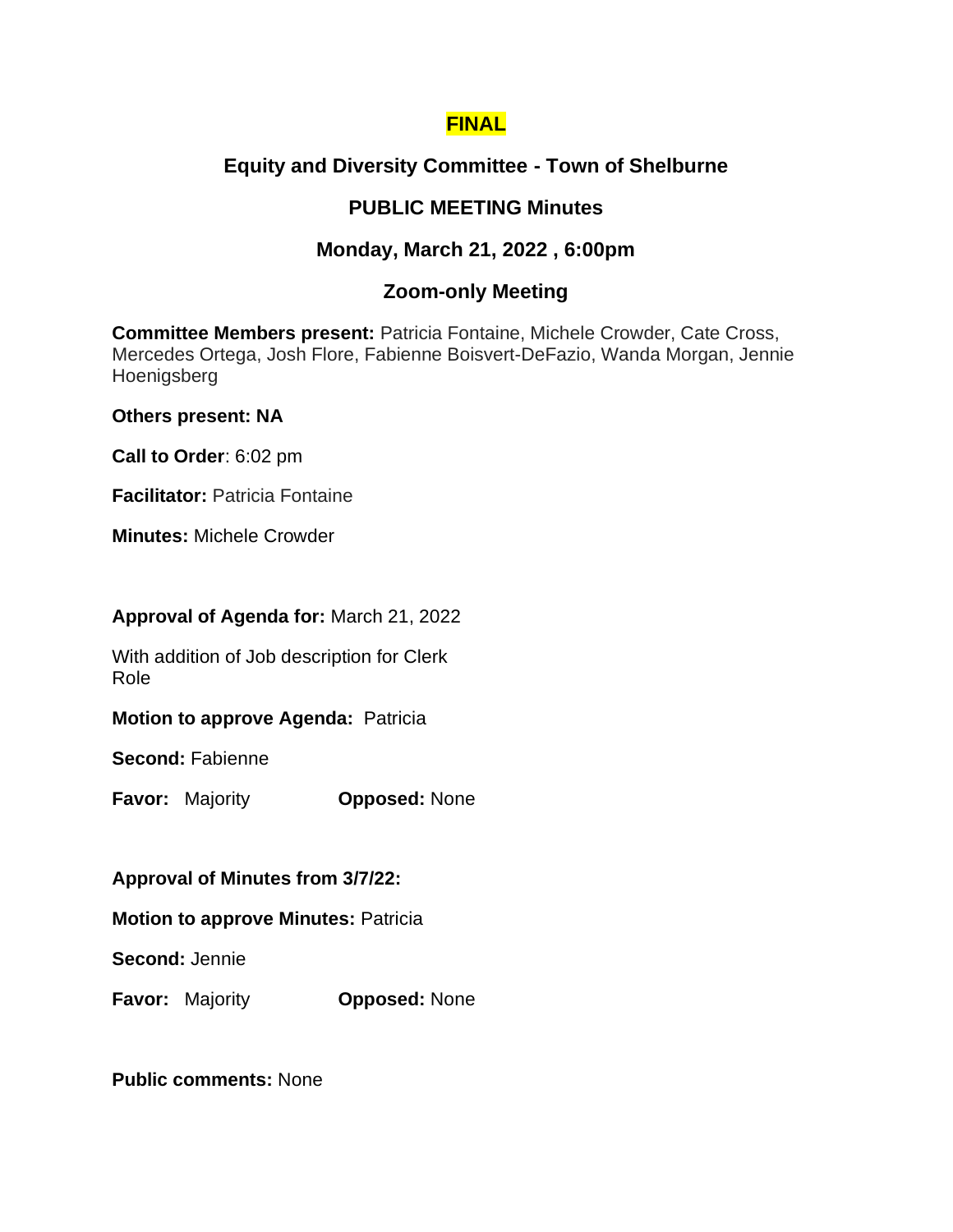**FINAL**

## Equity and Diversity Committee - Town of Shelburne

## PUBLIC MEETING Minutes

## Monday, March 21, 2022 , 6:00pm

## Zoom-only Meeting

**Committee Members present:** Patricia Fontaine, Michele Crowder, Cate Cross, Mercedes Ortega, Josh Flore, Fabienne Boisvert-DeFazio, Wanda Morgan, Jennie Hoenigsberg

**Others present: NA**

**Call to Order**: 6:02 pm

**Facilitator:** Patricia Fontaine

**Minutes:** Michele Crowder

**Approval of Agenda for:** March 21, 2022

With addition of Job description for Clerk Role

**Motion to approve Agenda:** Patricia

**Second:** Fabienne

**Favor:** Majority **Opposed:** None

**Approval of Minutes from 3/7/22:**

**Motion to approve Minutes:** Patricia

**Second:** Jennie

**Favor:** Majority **Opposed:** None

**Public comments:** None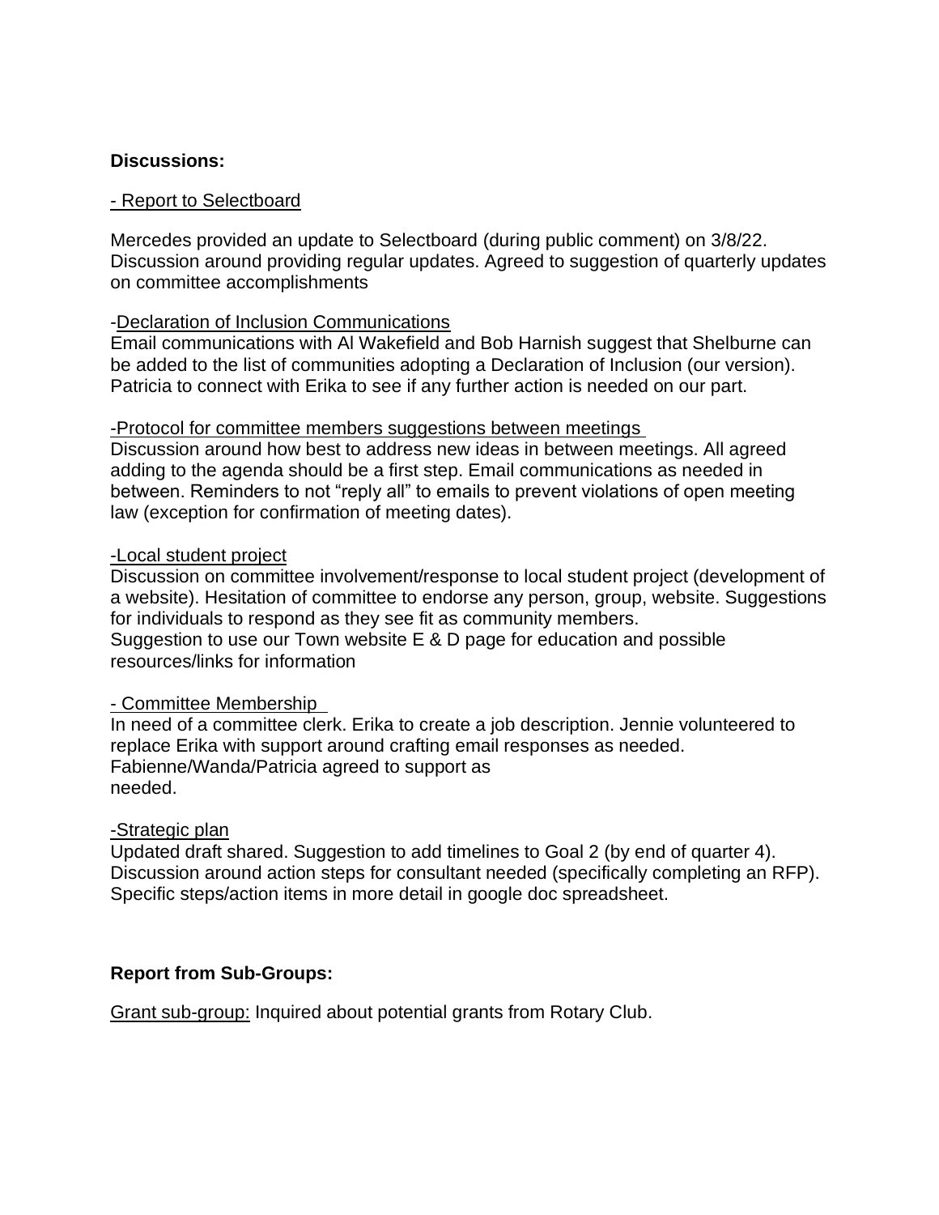**Discussions:**

- Report to Selectboard

Mercedes provided an update to Selectboard (during public comment) on 3/8/22. Discussion around providing regular updates. Agreed to suggestion of quarterly updates on committee accomplishments

-Declaration of Inclusion Communications

Email communications with Al Wakefield and Bob Harnish suggest that Shelburne can be added to the list of communities adopting a Declaration of Inclusion (our version). Patricia to connect with Erika to see if any further action is needed on our part.

-Protocol for committee members suggestions between meetings

Discussion around how best to address new ideas in between meetings. All agreed adding to the agenda should be a first step. Email communications as needed in between. Reminders to not "reply all" to emails to prevent violations of open meeting law (exception for confirmation of meeting dates).

-Local student project

Discussion on committee involvement/response to local student project (development of a website). Hesitation of committee to endorse any person, group, website. Suggestions for individuals to respond as they see fit as community members.
Suggestion to use our Town website E & D page for education and possible resources/links for information

- Committee Membership

In need of a committee clerk. Erika to create a job description. Jennie volunteered to replace Erika with support around crafting email responses as needed.
Fabienne/Wanda/Patricia agreed to support as needed.

-Strategic plan

Updated draft shared. Suggestion to add timelines to Goal 2 (by end of quarter 4). Discussion around action steps for consultant needed (specifically completing an RFP). Specific steps/action items in more detail in google doc spreadsheet.

**Report from Sub-Groups:**

Grant sub-group: Inquired about potential grants from Rotary Club.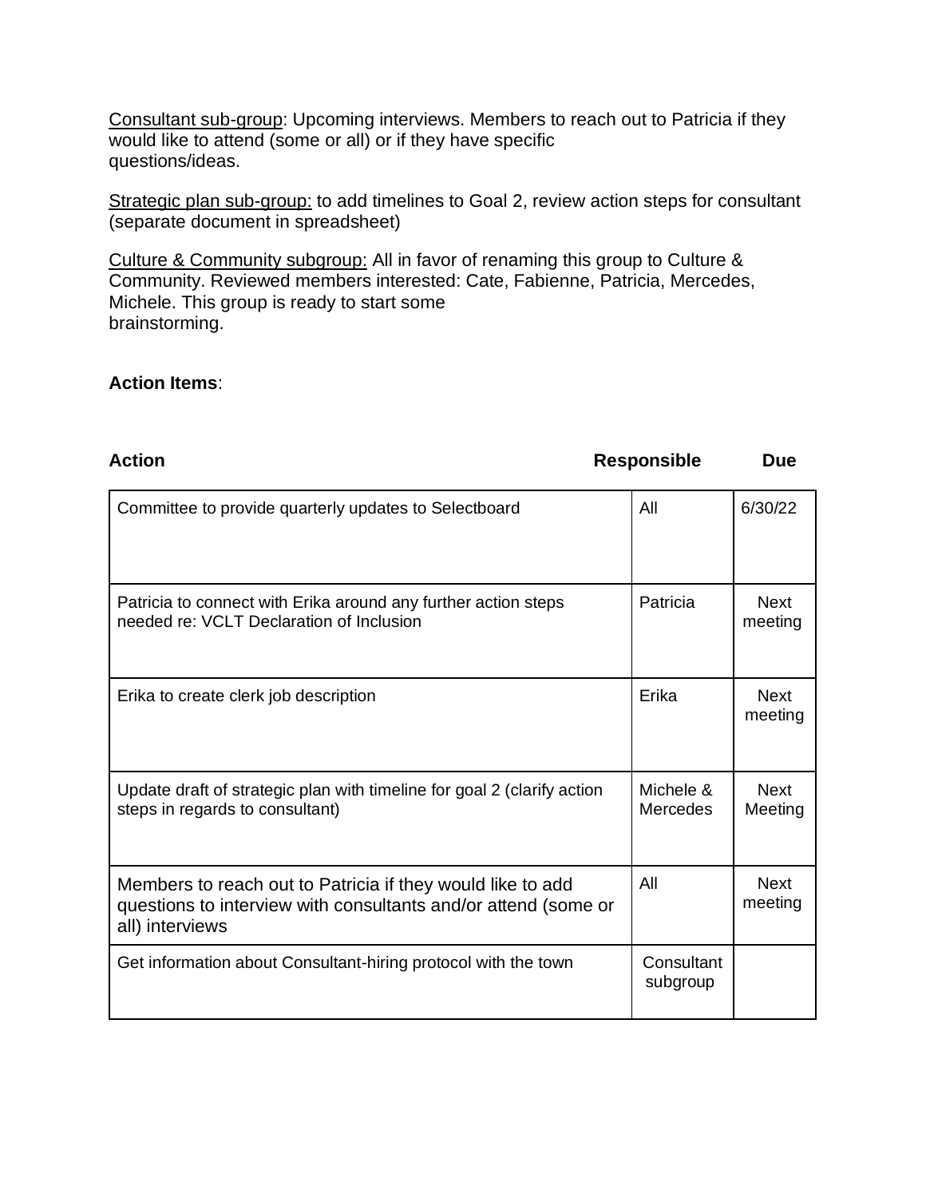Consultant sub-group: Upcoming interviews. Members to reach out to Patricia if they would like to attend (some or all) or if they have specific questions/ideas.

Strategic plan sub-group: to add timelines to Goal 2, review action steps for consultant (separate document in spreadsheet)

Culture & Community subgroup: All in favor of renaming this group to Culture & Community. Reviewed members interested: Cate, Fabienne, Patricia, Mercedes, Michele. This group is ready to start some brainstorming.

**Action Items**:

| **Action** | **Responsible** | **Due** |
|---|---|---|
| Committee to provide quarterly updates to Selectboard | All | 6/30/22 |
| Patricia to connect with Erika around any further action steps needed re: VCLT Declaration of Inclusion | Patricia | Next meeting |
| Erika to create clerk job description | Erika | Next meeting |
| Update draft of strategic plan with timeline for goal 2 (clarify action steps in regards to consultant) | Michele & Mercedes | Next Meeting |
| Members to reach out to Patricia if they would like to add questions to interview with consultants and/or attend (some or all) interviews | All | Next meeting |
| Get information about Consultant-hiring protocol with the town | Consultant subgroup | |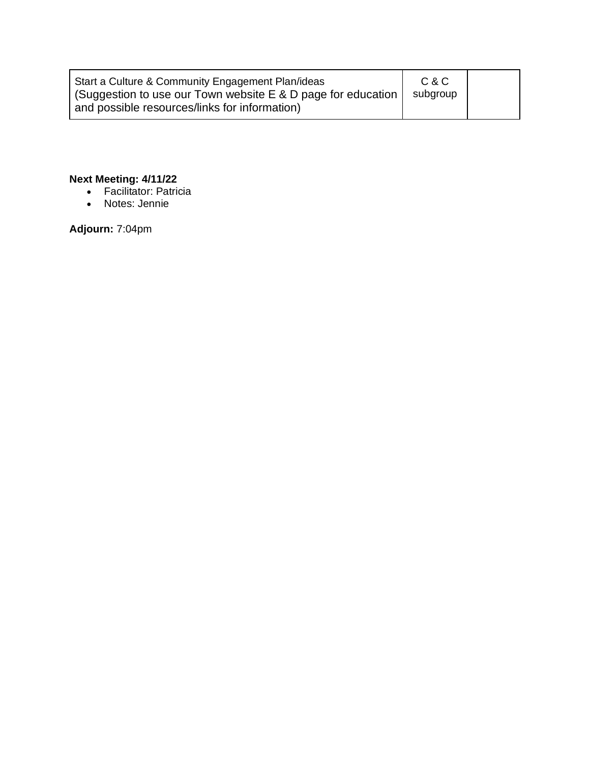| | | |
|---|---|---|
| Start a Culture & Community Engagement Plan/ideas (Suggestion to use our Town website E & D page for education and possible resources/links for information) | C & C subgroup | |

**Next Meeting: 4/11/22**

- Facilitator: Patricia
- Notes: Jennie

**Adjourn:** 7:04pm